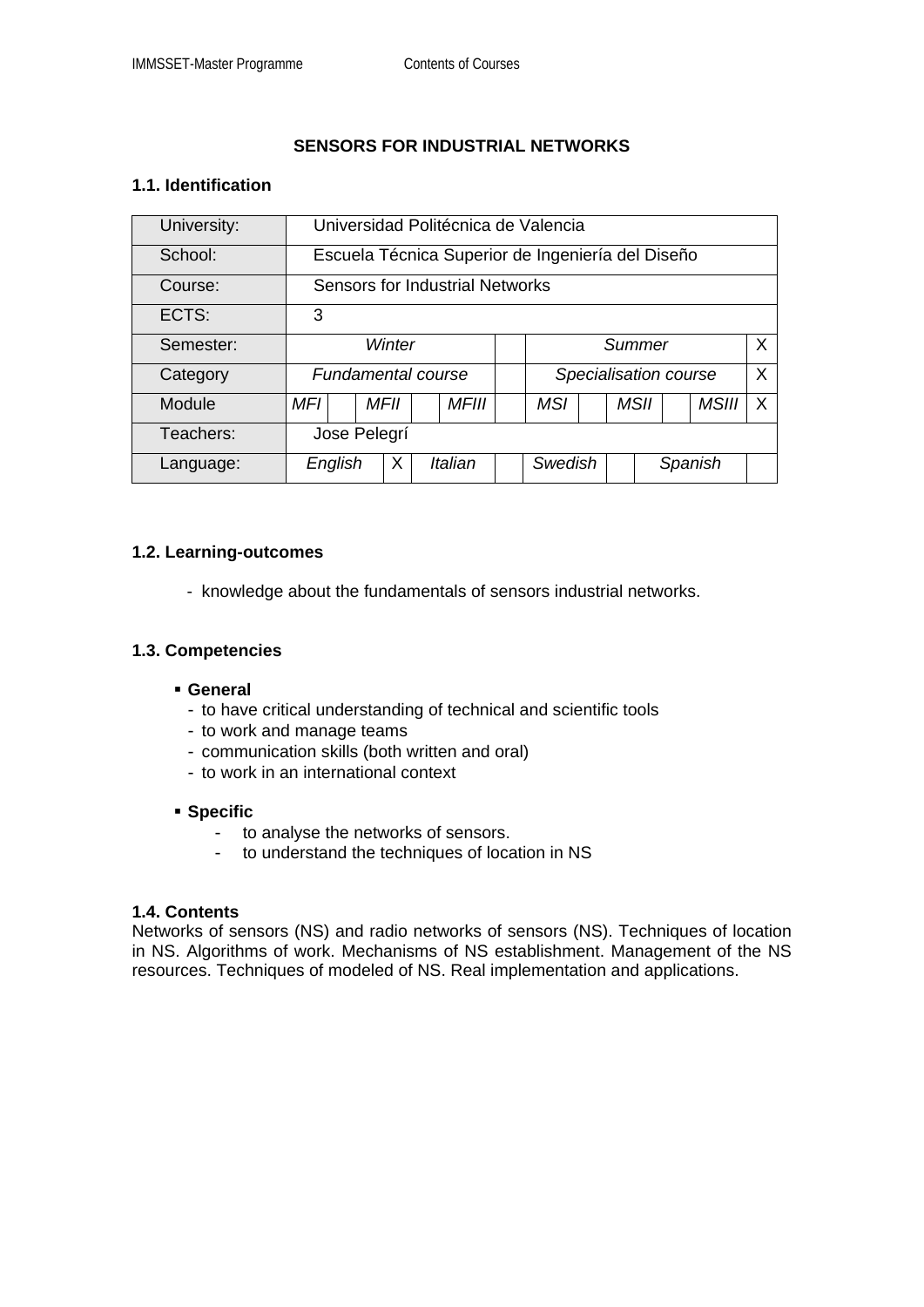# SENSORS FOR INDUSTRIAL NETWORKS

## 1.1. Identification

| University: | Universidad Politécnica de Valencia | | | | | | | | | | | |
|---|---|---|---|---|---|---|---|---|---|---|---|---|
| School: | Escuela Técnica Superior de Ingeniería del Diseño | | | | | | | | | | | |
| Course: | Sensors for Industrial Networks | | | | | | | | | | | |
| ECTS: | 3 | | | | | | | | | | | |
| Semester: | *Winter* | | | | | | *Summer* | | | | | X |
| Category | *Fundamental course* | | | | | | *Specialisation course* | | | | | X |
| Module | *MFI* | | *MFII* | | *MFIII* | | *MSI* | | *MSII* | | *MSIII* | X |
| Teachers: | Jose Pelegrí | | | | | | | | | | | |
| Language: | *English* | X | *Italian* | | *Swedish* | | *Spanish* | | | | | |

## 1.2. Learning-outcomes

- knowledge about the fundamentals of sensors industrial networks.

## 1.3. Competencies

- **General**
  - to have critical understanding of technical and scientific tools
  - to work and manage teams
  - communication skills (both written and oral)
  - to work in an international context

- **Specific**
  - to analyse the networks of sensors.
  - to understand the techniques of location in NS

## 1.4. Contents

Networks of sensors (NS) and radio networks of sensors (NS). Techniques of location in NS. Algorithms of work. Mechanisms of NS establishment. Management of the NS resources. Techniques of modeled of NS. Real implementation and applications.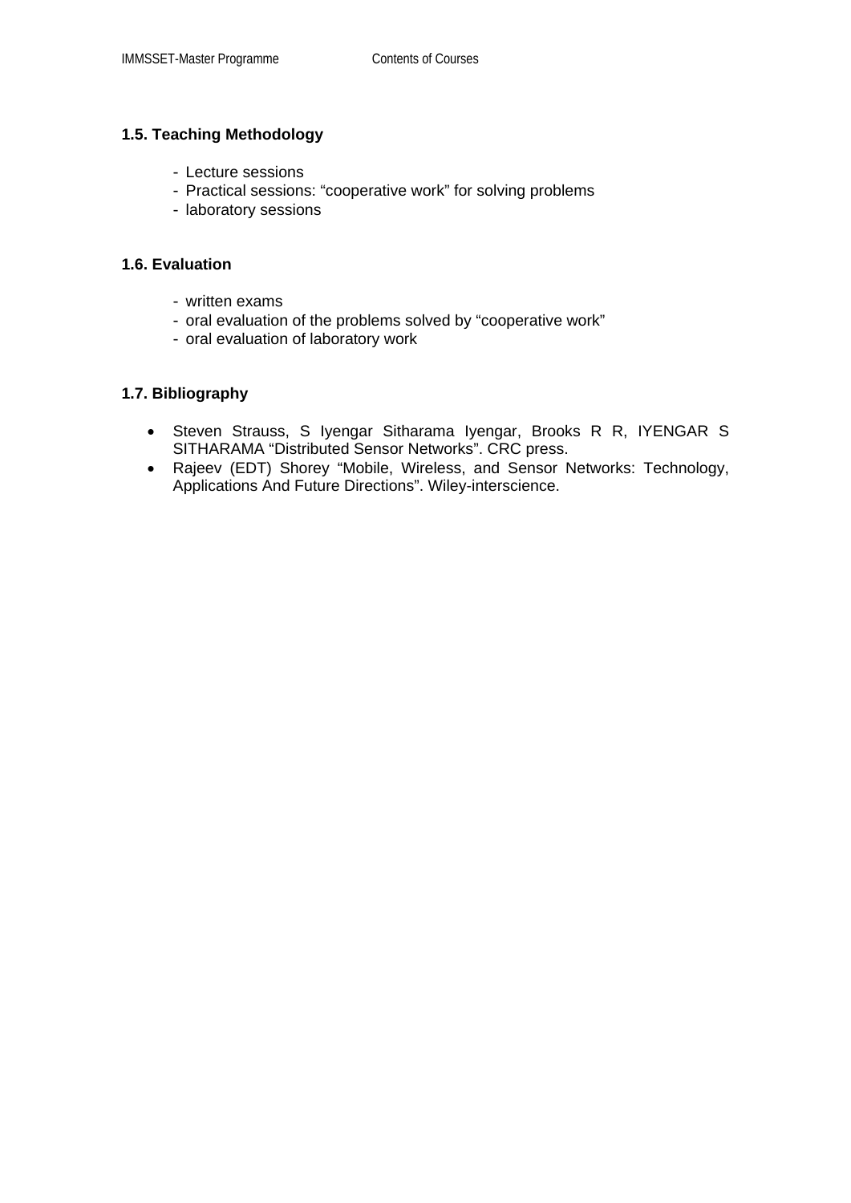### 1.5. Teaching Methodology

- Lecture sessions
- Practical sessions: “cooperative work” for solving problems
- laboratory sessions

### 1.6. Evaluation

- written exams
- oral evaluation of the problems solved by “cooperative work”
- oral evaluation of laboratory work

### 1.7. Bibliography

- Steven Strauss, S Iyengar Sitharama Iyengar, Brooks R R, IYENGAR S SITHARAMA “Distributed Sensor Networks”. CRC press.
- Rajeev (EDT) Shorey “Mobile, Wireless, and Sensor Networks: Technology, Applications And Future Directions”. Wiley-interscience.